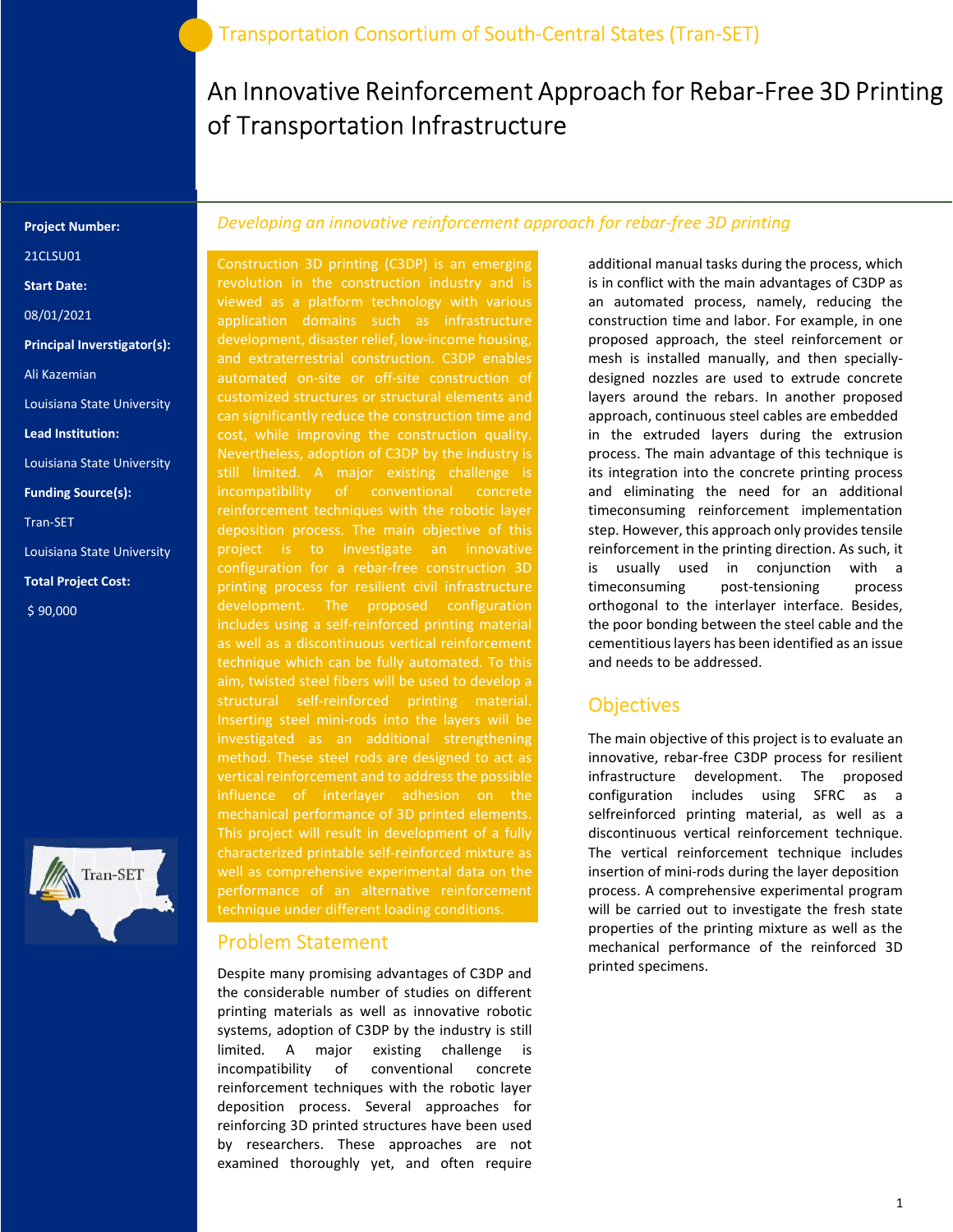Transportation Consortium of South-Central States (Tran-SET)

# An Innovative Reinforcement Approach for Rebar-Free 3D Printing of Transportation Infrastructure

**Project Number:**

21CLSU01

**Start Date:**

08/01/2021

**Principal Inverstigator(s):**

Ali Kazemian

Louisiana State University

**Lead Institution:**

Louisiana State University

**Funding Source(s):**

Tran-SET

Louisiana State University

**Total Project Cost:**

$ 90,000

*Developing an innovative reinforcement approach for rebar-free 3D printing*

Construction 3D printing (C3DP) is an emerging revolution in the construction industry and is viewed as a platform technology with various application domains such as infrastructure development, disaster relief, low-income housing, and extraterrestrial construction. C3DP enables automated on-site or off-site construction of customized structures or structural elements and can significantly reduce the construction time and cost, while improving the construction quality. Nevertheless, adoption of C3DP by the industry is still limited. A major existing challenge is incompatibility of conventional concrete reinforcement techniques with the robotic layer deposition process. The main objective of this project is to investigate an innovative configuration for a rebar-free construction 3D printing process for resilient civil infrastructure development. The proposed configuration includes using a self-reinforced printing material as well as a discontinuous vertical reinforcement technique which can be fully automated. To this aim, twisted steel fibers will be used to develop a structural self-reinforced printing material. Inserting steel mini-rods into the layers will be investigated as an additional strengthening method. These steel rods are designed to act as vertical reinforcement and to address the possible influence of interlayer adhesion on the mechanical performance of 3D printed elements. This project will result in development of a fully characterized printable self-reinforced mixture as well as comprehensive experimental data on the performance of an alternative reinforcement technique under different loading conditions.

## Problem Statement

Despite many promising advantages of C3DP and the considerable number of studies on different printing materials as well as innovative robotic systems, adoption of C3DP by the industry is still limited. A major existing challenge is incompatibility of conventional concrete reinforcement techniques with the robotic layer deposition process. Several approaches for reinforcing 3D printed structures have been used by researchers. These approaches are not examined thoroughly yet, and often require additional manual tasks during the process, which is in conflict with the main advantages of C3DP as an automated process, namely, reducing the construction time and labor. For example, in one proposed approach, the steel reinforcement or mesh is installed manually, and then specially-designed nozzles are used to extrude concrete layers around the rebars. In another proposed approach, continuous steel cables are embedded in the extruded layers during the extrusion process. The main advantage of this technique is its integration into the concrete printing process and eliminating the need for an additional timeconsuming reinforcement implementation step. However, this approach only provides tensile reinforcement in the printing direction. As such, it is usually used in conjunction with a timeconsuming post-tensioning process orthogonal to the interlayer interface. Besides, the poor bonding between the steel cable and the cementitious layers has been identified as an issue and needs to be addressed.

## Objectives

The main objective of this project is to evaluate an innovative, rebar-free C3DP process for resilient infrastructure development. The proposed configuration includes using SFRC as a selfreinforced printing material, as well as a discontinuous vertical reinforcement technique. The vertical reinforcement technique includes insertion of mini-rods during the layer deposition process. A comprehensive experimental program will be carried out to investigate the fresh state properties of the printing mixture as well as the mechanical performance of the reinforced 3D printed specimens.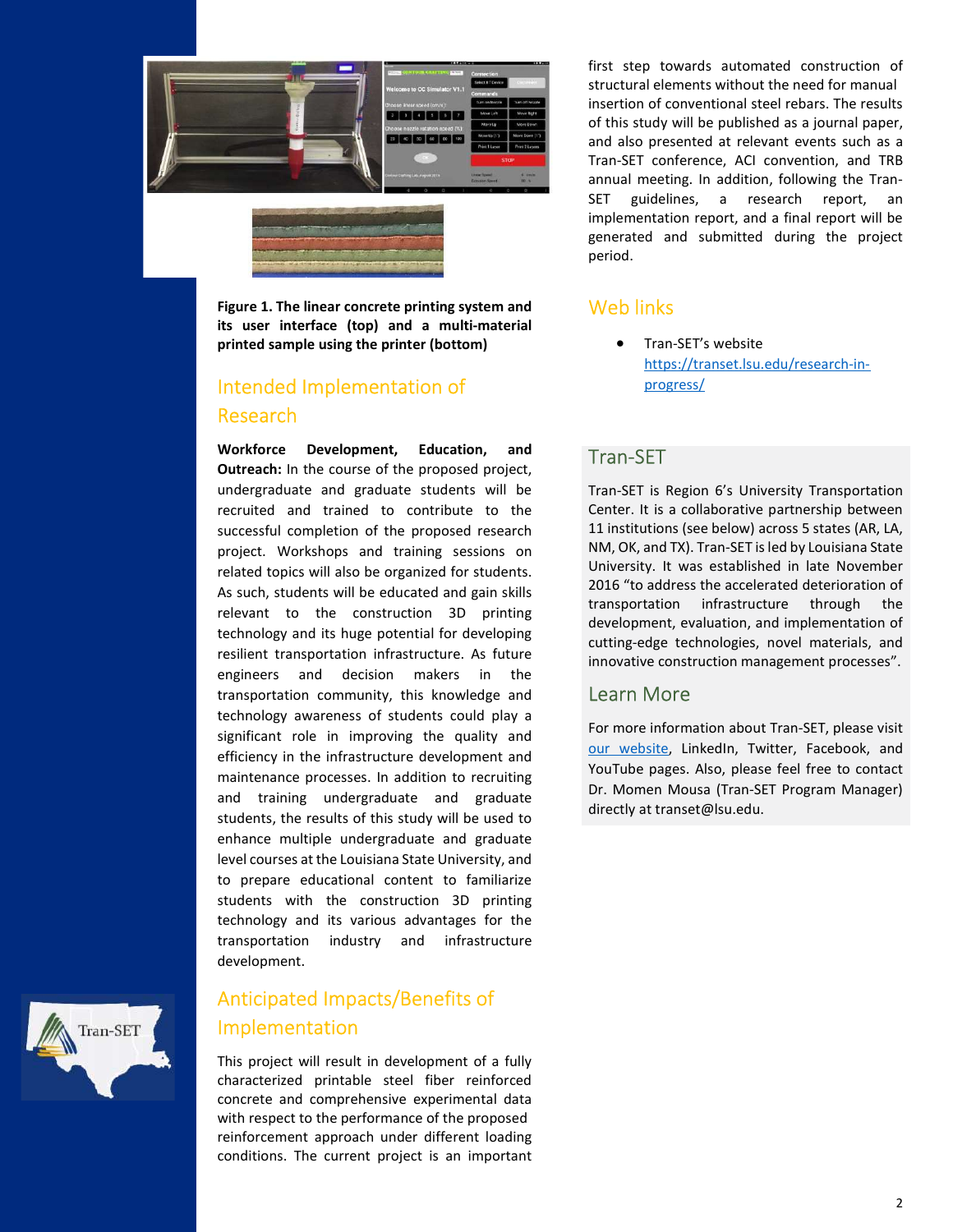**Figure 1. The linear concrete printing system and its user interface (top) and a multi-material printed sample using the printer (bottom)**

## Intended Implementation of Research

**Workforce Development, Education, and Outreach:** In the course of the proposed project, undergraduate and graduate students will be recruited and trained to contribute to the successful completion of the proposed research project. Workshops and training sessions on related topics will also be organized for students. As such, students will be educated and gain skills relevant to the construction 3D printing technology and its huge potential for developing resilient transportation infrastructure. As future engineers and decision makers in the transportation community, this knowledge and technology awareness of students could play a significant role in improving the quality and efficiency in the infrastructure development and maintenance processes. In addition to recruiting and training undergraduate and graduate students, the results of this study will be used to enhance multiple undergraduate and graduate level courses at the Louisiana State University, and to prepare educational content to familiarize students with the construction 3D printing technology and its various advantages for the transportation industry and infrastructure development.

## Anticipated Impacts/Benefits of Implementation

This project will result in development of a fully characterized printable steel fiber reinforced concrete and comprehensive experimental data with respect to the performance of the proposed reinforcement approach under different loading conditions. The current project is an important first step towards automated construction of structural elements without the need for manual insertion of conventional steel rebars. The results of this study will be published as a journal paper, and also presented at relevant events such as a Tran-SET conference, ACI convention, and TRB annual meeting. In addition, following the Tran-SET guidelines, a research report, an implementation report, and a final report will be generated and submitted during the project period.

## Web links

- Tran-SET's website https://transet.lsu.edu/research-in-progress/

## Tran-SET

Tran-SET is Region 6's University Transportation Center. It is a collaborative partnership between 11 institutions (see below) across 5 states (AR, LA, NM, OK, and TX). Tran-SET is led by Louisiana State University. It was established in late November 2016 "to address the accelerated deterioration of transportation infrastructure through the development, evaluation, and implementation of cutting-edge technologies, novel materials, and innovative construction management processes".

## Learn More

For more information about Tran-SET, please visit our website, LinkedIn, Twitter, Facebook, and YouTube pages. Also, please feel free to contact Dr. Momen Mousa (Tran-SET Program Manager) directly at transet@lsu.edu.